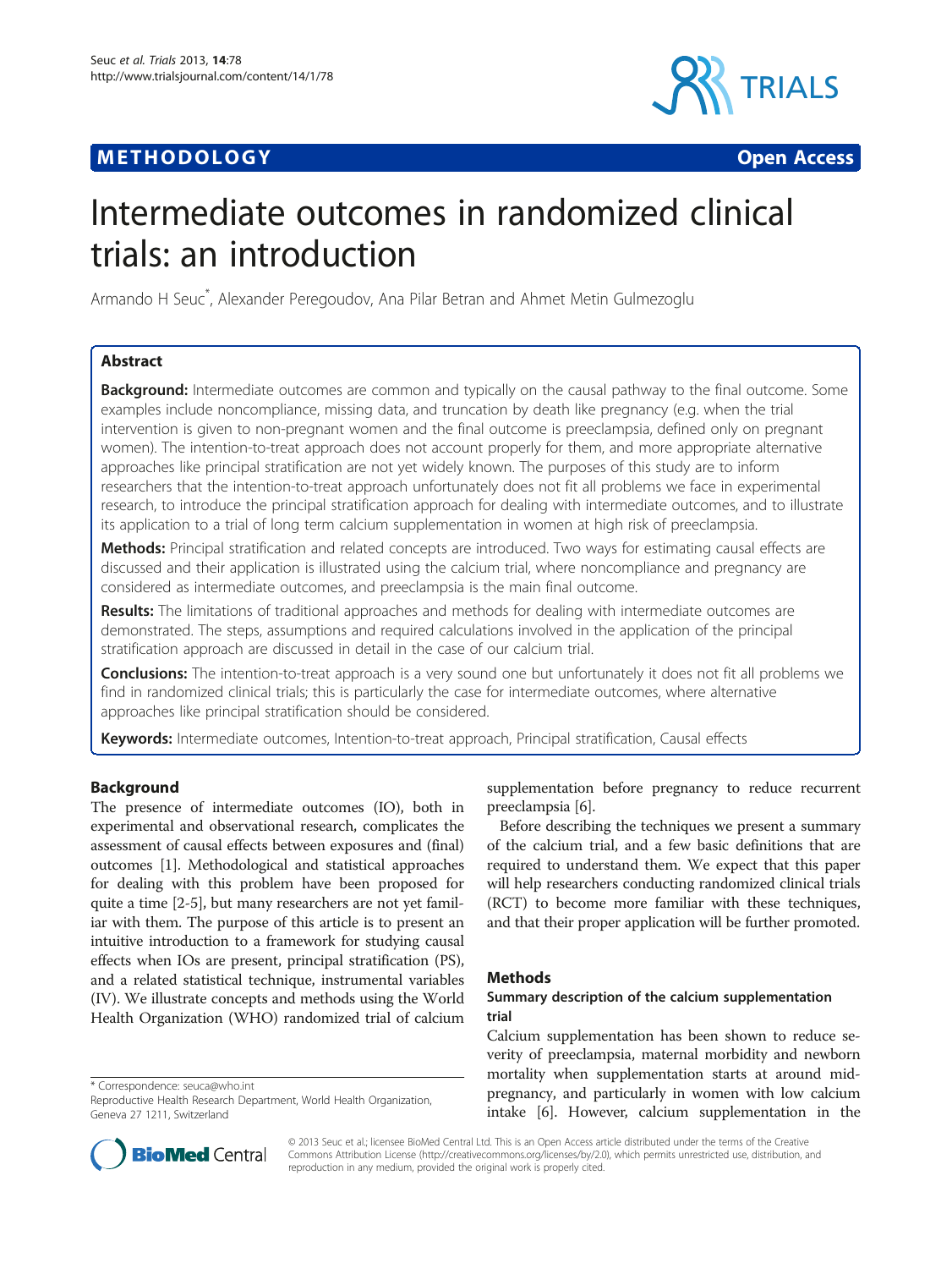**METHODOLOGY** **Open Access**

# Intermediate outcomes in randomized clinical trials: an introduction

Armando H Seuc*, Alexander Peregoudov, Ana Pilar Betran and Ahmet Metin Gulmezoglu

## Abstract

**Background:** Intermediate outcomes are common and typically on the causal pathway to the final outcome. Some examples include noncompliance, missing data, and truncation by death like pregnancy (e.g. when the trial intervention is given to non-pregnant women and the final outcome is preeclampsia, defined only on pregnant women). The intention-to-treat approach does not account properly for them, and more appropriate alternative approaches like principal stratification are not yet widely known. The purposes of this study are to inform researchers that the intention-to-treat approach unfortunately does not fit all problems we face in experimental research, to introduce the principal stratification approach for dealing with intermediate outcomes, and to illustrate its application to a trial of long term calcium supplementation in women at high risk of preeclampsia.

**Methods:** Principal stratification and related concepts are introduced. Two ways for estimating causal effects are discussed and their application is illustrated using the calcium trial, where noncompliance and pregnancy are considered as intermediate outcomes, and preeclampsia is the main final outcome.

**Results:** The limitations of traditional approaches and methods for dealing with intermediate outcomes are demonstrated. The steps, assumptions and required calculations involved in the application of the principal stratification approach are discussed in detail in the case of our calcium trial.

**Conclusions:** The intention-to-treat approach is a very sound one but unfortunately it does not fit all problems we find in randomized clinical trials; this is particularly the case for intermediate outcomes, where alternative approaches like principal stratification should be considered.

**Keywords:** Intermediate outcomes, Intention-to-treat approach, Principal stratification, Causal effects

## Background

The presence of intermediate outcomes (IO), both in experimental and observational research, complicates the assessment of causal effects between exposures and (final) outcomes [1]. Methodological and statistical approaches for dealing with this problem have been proposed for quite a time [2-5], but many researchers are not yet familiar with them. The purpose of this article is to present an intuitive introduction to a framework for studying causal effects when IOs are present, principal stratification (PS), and a related statistical technique, instrumental variables (IV). We illustrate concepts and methods using the World Health Organization (WHO) randomized trial of calcium supplementation before pregnancy to reduce recurrent preeclampsia [6].

Before describing the techniques we present a summary of the calcium trial, and a few basic definitions that are required to understand them. We expect that this paper will help researchers conducting randomized clinical trials (RCT) to become more familiar with these techniques, and that their proper application will be further promoted.

## Methods

### Summary description of the calcium supplementation trial

Calcium supplementation has been shown to reduce severity of preeclampsia, maternal morbidity and newborn mortality when supplementation starts at around mid-pregnancy, and particularly in women with low calcium intake [6]. However, calcium supplementation in the

\* Correspondence: seuca@who.int
Reproductive Health Research Department, World Health Organization, Geneva 27 1211, Switzerland

© 2013 Seuc et al.; licensee BioMed Central Ltd. This is an Open Access article distributed under the terms of the Creative Commons Attribution License (http://creativecommons.org/licenses/by/2.0), which permits unrestricted use, distribution, and reproduction in any medium, provided the original work is properly cited.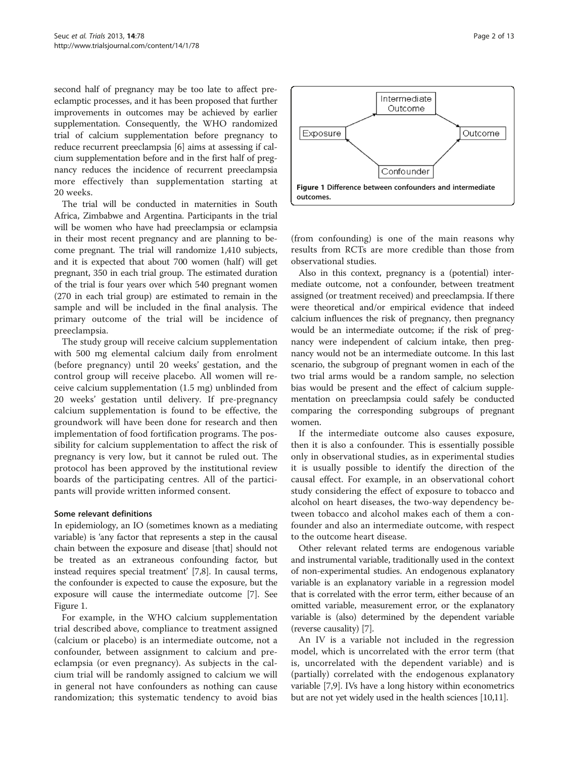second half of pregnancy may be too late to affect preeclamptic processes, and it has been proposed that further improvements in outcomes may be achieved by earlier supplementation. Consequently, the WHO randomized trial of calcium supplementation before pregnancy to reduce recurrent preeclampsia [6] aims at assessing if calcium supplementation before and in the first half of pregnancy reduces the incidence of recurrent preeclampsia more effectively than supplementation starting at 20 weeks.

The trial will be conducted in maternities in South Africa, Zimbabwe and Argentina. Participants in the trial will be women who have had preeclampsia or eclampsia in their most recent pregnancy and are planning to become pregnant. The trial will randomize 1,410 subjects, and it is expected that about 700 women (half) will get pregnant, 350 in each trial group. The estimated duration of the trial is four years over which 540 pregnant women (270 in each trial group) are estimated to remain in the sample and will be included in the final analysis. The primary outcome of the trial will be incidence of preeclampsia.

The study group will receive calcium supplementation with 500 mg elemental calcium daily from enrolment (before pregnancy) until 20 weeks' gestation, and the control group will receive placebo. All women will receive calcium supplementation (1.5 mg) unblinded from 20 weeks' gestation until delivery. If pre-pregnancy calcium supplementation is found to be effective, the groundwork will have been done for research and then implementation of food fortification programs. The possibility for calcium supplementation to affect the risk of pregnancy is very low, but it cannot be ruled out. The protocol has been approved by the institutional review boards of the participating centres. All of the participants will provide written informed consent.

### Some relevant definitions

In epidemiology, an IO (sometimes known as a mediating variable) is 'any factor that represents a step in the causal chain between the exposure and disease [that] should not be treated as an extraneous confounding factor, but instead requires special treatment' [7,8]. In causal terms, the confounder is expected to cause the exposure, but the exposure will cause the intermediate outcome [7]. See Figure 1.

For example, in the WHO calcium supplementation trial described above, compliance to treatment assigned (calcium or placebo) is an intermediate outcome, not a confounder, between assignment to calcium and preeclampsia (or even pregnancy). As subjects in the calcium trial will be randomly assigned to calcium we will in general not have confounders as nothing can cause randomization; this systematic tendency to avoid bias (from confounding) is one of the main reasons why results from RCTs are more credible than those from observational studies.

**Figure 1 Difference between confounders and intermediate outcomes.**

Also in this context, pregnancy is a (potential) intermediate outcome, not a confounder, between treatment assigned (or treatment received) and preeclampsia. If there were theoretical and/or empirical evidence that indeed calcium influences the risk of pregnancy, then pregnancy would be an intermediate outcome; if the risk of pregnancy were independent of calcium intake, then pregnancy would not be an intermediate outcome. In this last scenario, the subgroup of pregnant women in each of the two trial arms would be a random sample, no selection bias would be present and the effect of calcium supplementation on preeclampsia could safely be conducted comparing the corresponding subgroups of pregnant women.

If the intermediate outcome also causes exposure, then it is also a confounder. This is essentially possible only in observational studies, as in experimental studies it is usually possible to identify the direction of the causal effect. For example, in an observational cohort study considering the effect of exposure to tobacco and alcohol on heart diseases, the two-way dependency between tobacco and alcohol makes each of them a confounder and also an intermediate outcome, with respect to the outcome heart disease.

Other relevant related terms are endogenous variable and instrumental variable, traditionally used in the context of non-experimental studies. An endogenous explanatory variable is an explanatory variable in a regression model that is correlated with the error term, either because of an omitted variable, measurement error, or the explanatory variable is (also) determined by the dependent variable (reverse causality) [7].

An IV is a variable not included in the regression model, which is uncorrelated with the error term (that is, uncorrelated with the dependent variable) and is (partially) correlated with the endogenous explanatory variable [7,9]. IVs have a long history within econometrics but are not yet widely used in the health sciences [10,11].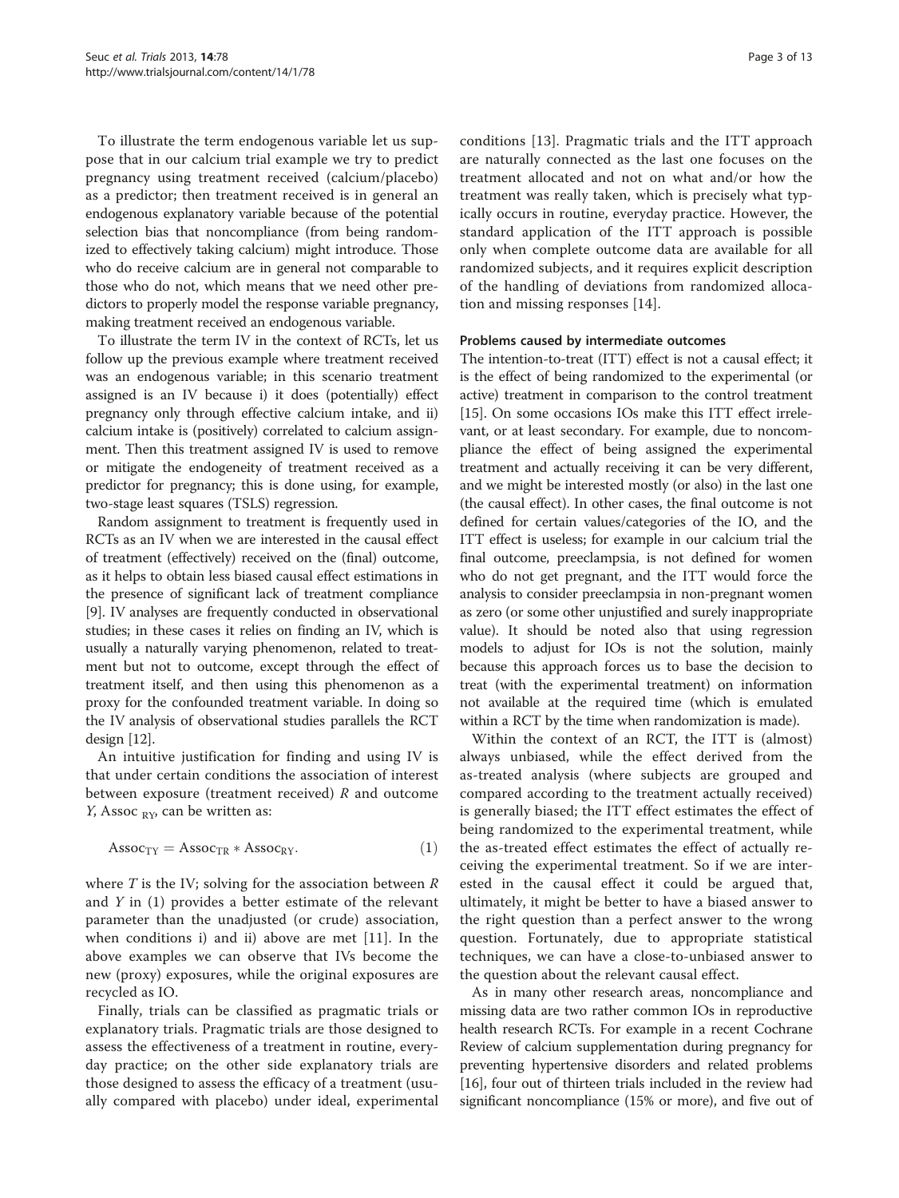To illustrate the term endogenous variable let us suppose that in our calcium trial example we try to predict pregnancy using treatment received (calcium/placebo) as a predictor; then treatment received is in general an endogenous explanatory variable because of the potential selection bias that noncompliance (from being randomized to effectively taking calcium) might introduce. Those who do receive calcium are in general not comparable to those who do not, which means that we need other predictors to properly model the response variable pregnancy, making treatment received an endogenous variable.

To illustrate the term IV in the context of RCTs, let us follow up the previous example where treatment received was an endogenous variable; in this scenario treatment assigned is an IV because i) it does (potentially) effect pregnancy only through effective calcium intake, and ii) calcium intake is (positively) correlated to calcium assignment. Then this treatment assigned IV is used to remove or mitigate the endogeneity of treatment received as a predictor for pregnancy; this is done using, for example, two-stage least squares (TSLS) regression.

Random assignment to treatment is frequently used in RCTs as an IV when we are interested in the causal effect of treatment (effectively) received on the (final) outcome, as it helps to obtain less biased causal effect estimations in the presence of significant lack of treatment compliance [9]. IV analyses are frequently conducted in observational studies; in these cases it relies on finding an IV, which is usually a naturally varying phenomenon, related to treatment but not to outcome, except through the effect of treatment itself, and then using this phenomenon as a proxy for the confounded treatment variable. In doing so the IV analysis of observational studies parallels the RCT design [12].

An intuitive justification for finding and using IV is that under certain conditions the association of interest between exposure (treatment received) $R$ and outcome $Y$, Assoc $_{RY}$, can be written as:

$$\mathrm{Assoc}_{\mathrm{TY}} = \mathrm{Assoc}_{\mathrm{TR}} * \mathrm{Assoc}_{\mathrm{RY}}. \tag{1}$$

where $T$ is the IV; solving for the association between $R$ and $Y$ in (1) provides a better estimate of the relevant parameter than the unadjusted (or crude) association, when conditions i) and ii) above are met [11]. In the above examples we can observe that IVs become the new (proxy) exposures, while the original exposures are recycled as IO.

Finally, trials can be classified as pragmatic trials or explanatory trials. Pragmatic trials are those designed to assess the effectiveness of a treatment in routine, everyday practice; on the other side explanatory trials are those designed to assess the efficacy of a treatment (usually compared with placebo) under ideal, experimental conditions [13]. Pragmatic trials and the ITT approach are naturally connected as the last one focuses on the treatment allocated and not on what and/or how the treatment was really taken, which is precisely what typically occurs in routine, everyday practice. However, the standard application of the ITT approach is possible only when complete outcome data are available for all randomized subjects, and it requires explicit description of the handling of deviations from randomized allocation and missing responses [14].

#### Problems caused by intermediate outcomes

The intention-to-treat (ITT) effect is not a causal effect; it is the effect of being randomized to the experimental (or active) treatment in comparison to the control treatment [15]. On some occasions IOs make this ITT effect irrelevant, or at least secondary. For example, due to noncompliance the effect of being assigned the experimental treatment and actually receiving it can be very different, and we might be interested mostly (or also) in the last one (the causal effect). In other cases, the final outcome is not defined for certain values/categories of the IO, and the ITT effect is useless; for example in our calcium trial the final outcome, preeclampsia, is not defined for women who do not get pregnant, and the ITT would force the analysis to consider preeclampsia in non-pregnant women as zero (or some other unjustified and surely inappropriate value). It should be noted also that using regression models to adjust for IOs is not the solution, mainly because this approach forces us to base the decision to treat (with the experimental treatment) on information not available at the required time (which is emulated within a RCT by the time when randomization is made).

Within the context of an RCT, the ITT is (almost) always unbiased, while the effect derived from the as-treated analysis (where subjects are grouped and compared according to the treatment actually received) is generally biased; the ITT effect estimates the effect of being randomized to the experimental treatment, while the as-treated effect estimates the effect of actually receiving the experimental treatment. So if we are interested in the causal effect it could be argued that, ultimately, it might be better to have a biased answer to the right question than a perfect answer to the wrong question. Fortunately, due to appropriate statistical techniques, we can have a close-to-unbiased answer to the question about the relevant causal effect.

As in many other research areas, noncompliance and missing data are two rather common IOs in reproductive health research RCTs. For example in a recent Cochrane Review of calcium supplementation during pregnancy for preventing hypertensive disorders and related problems [16], four out of thirteen trials included in the review had significant noncompliance (15% or more), and five out of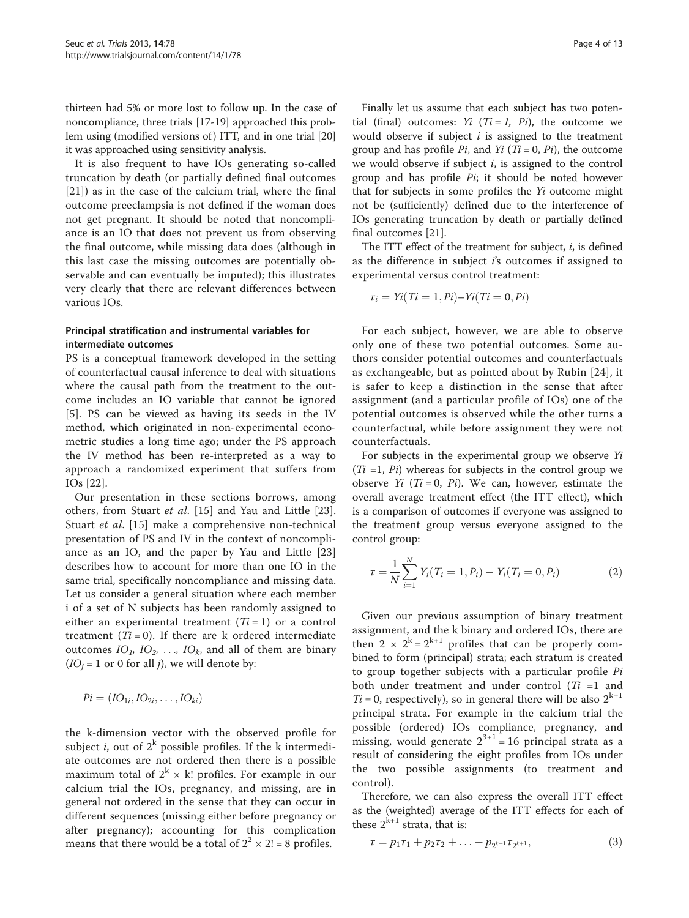thirteen had 5% or more lost to follow up. In the case of noncompliance, three trials [17-19] approached this problem using (modified versions of) ITT, and in one trial [20] it was approached using sensitivity analysis.

It is also frequent to have IOs generating so-called truncation by death (or partially defined final outcomes [21]) as in the case of the calcium trial, where the final outcome preeclampsia is not defined if the woman does not get pregnant. It should be noted that noncompliance is an IO that does not prevent us from observing the final outcome, while missing data does (although in this last case the missing outcomes are potentially observable and can eventually be imputed); this illustrates very clearly that there are relevant differences between various IOs.

### Principal stratification and instrumental variables for intermediate outcomes

PS is a conceptual framework developed in the setting of counterfactual causal inference to deal with situations where the causal path from the treatment to the outcome includes an IO variable that cannot be ignored [5]. PS can be viewed as having its seeds in the IV method, which originated in non-experimental econometric studies a long time ago; under the PS approach the IV method has been re-interpreted as a way to approach a randomized experiment that suffers from IOs [22].

Our presentation in these sections borrows, among others, from Stuart *et al.* [15] and Yau and Little [23]. Stuart *et al.* [15] make a comprehensive non-technical presentation of PS and IV in the context of noncompliance as an IO, and the paper by Yau and Little [23] describes how to account for more than one IO in the same trial, specifically noncompliance and missing data. Let us consider a general situation where each member i of a set of N subjects has been randomly assigned to either an experimental treatment ($Ti = 1$) or a control treatment ($Ti = 0$). If there are k ordered intermediate outcomes $IO_1, IO_2, \ldots, IO_k$, and all of them are binary ($IO_j = 1$ or 0 for all $j$), we will denote by:

$$Pi = (IO_{1i}, IO_{2i}, \ldots, IO_{ki})$$

the k-dimension vector with the observed profile for subject $i$, out of $2^k$ possible profiles. If the k intermediate outcomes are not ordered then there is a possible maximum total of $2^k \times k!$ profiles. For example in our calcium trial the IOs, pregnancy, and missing, are in general not ordered in the sense that they can occur in different sequences (missin,g either before pregnancy or after pregnancy); accounting for this complication means that there would be a total of $2^2 \times 2! = 8$ profiles.

Finally let us assume that each subject has two potential (final) outcomes: $Yi$ ($Ti = 1, Pi$), the outcome we would observe if subject $i$ is assigned to the treatment group and has profile $Pi$, and $Yi$ ($Ti = 0, Pi$), the outcome we would observe if subject $i$, is assigned to the control group and has profile $Pi$; it should be noted however that for subjects in some profiles the $Yi$ outcome might not be (sufficiently) defined due to the interference of IOs generating truncation by death or partially defined final outcomes [21].

The ITT effect of the treatment for subject, $i$, is defined as the difference in subject $i$'s outcomes if assigned to experimental versus control treatment:

$$\tau_i = Yi(Ti = 1, Pi) - Yi(Ti = 0, Pi)$$

For each subject, however, we are able to observe only one of these two potential outcomes. Some authors consider potential outcomes and counterfactuals as exchangeable, but as pointed about by Rubin [24], it is safer to keep a distinction in the sense that after assignment (and a particular profile of IOs) one of the potential outcomes is observed while the other turns a counterfactual, while before assignment they were not counterfactuals.

For subjects in the experimental group we observe $Yi$ ($Ti = 1, Pi$) whereas for subjects in the control group we observe $Yi$ ($Ti = 0, Pi$). We can, however, estimate the overall average treatment effect (the ITT effect), which is a comparison of outcomes if everyone was assigned to the treatment group versus everyone assigned to the control group:

$$\tau = \frac{1}{N}\sum_{i=1}^{N} Y_i(T_i = 1, P_i) - Y_i(T_i = 0, P_i) \tag{2}$$

Given our previous assumption of binary treatment assignment, and the k binary and ordered IOs, there are then $2 \times 2^k = 2^{k+1}$ profiles that can be properly combined to form (principal) strata; each stratum is created to group together subjects with a particular profile $Pi$ both under treatment and under control ($Ti = 1$ and $Ti = 0$, respectively), so in general there will be also $2^{k+1}$ principal strata. For example in the calcium trial the possible (ordered) IOs compliance, pregnancy, and missing, would generate $2^{3+1} = 16$ principal strata as a result of considering the eight profiles from IOs under the two possible assignments (to treatment and control).

Therefore, we can also express the overall ITT effect as the (weighted) average of the ITT effects for each of these $2^{k+1}$ strata, that is:

$$\tau = p_1\tau_1 + p_2\tau_2 + \ldots + p_{2^{k+1}}\tau_{2^{k+1}}, \tag{3}$$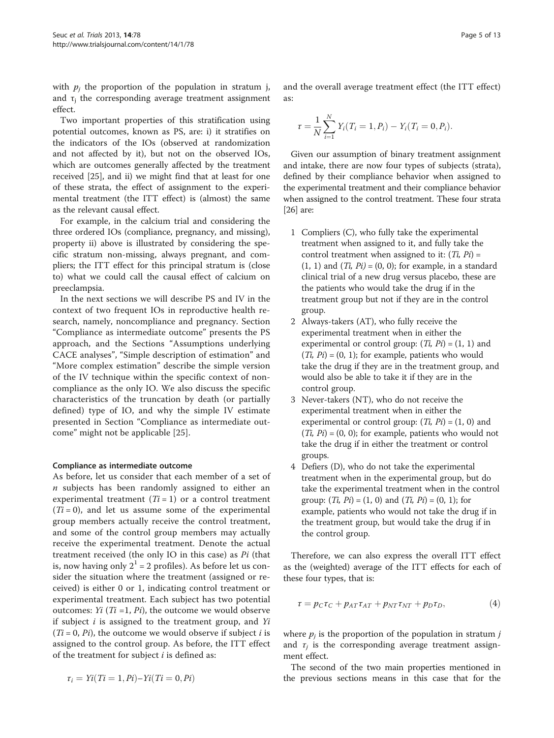with $p_j$ the proportion of the population in stratum j, and $\tau_j$ the corresponding average treatment assignment effect.

Two important properties of this stratification using potential outcomes, known as PS, are: i) it stratifies on the indicators of the IOs (observed at randomization and not affected by it), but not on the observed IOs, which are outcomes generally affected by the treatment received [25], and ii) we might find that at least for one of these strata, the effect of assignment to the experimental treatment (the ITT effect) is (almost) the same as the relevant causal effect.

For example, in the calcium trial and considering the three ordered IOs (compliance, pregnancy, and missing), property ii) above is illustrated by considering the specific stratum non-missing, always pregnant, and compliers; the ITT effect for this principal stratum is (close to) what we could call the causal effect of calcium on preeclampsia.

In the next sections we will describe PS and IV in the context of two frequent IOs in reproductive health research, namely, noncompliance and pregnancy. Section "Compliance as intermediate outcome" presents the PS approach, and the Sections "Assumptions underlying CACE analyses", "Simple description of estimation" and "More complex estimation" describe the simple version of the IV technique within the specific context of noncompliance as the only IO. We also discuss the specific characteristics of the truncation by death (or partially defined) type of IO, and why the simple IV estimate presented in Section "Compliance as intermediate outcome" might not be applicable [25].

### Compliance as intermediate outcome

As before, let us consider that each member of a set of $n$ subjects has been randomly assigned to either an experimental treatment ($Ti = 1$) or a control treatment ($Ti = 0$), and let us assume some of the experimental group members actually receive the control treatment, and some of the control group members may actually receive the experimental treatment. Denote the actual treatment received (the only IO in this case) as $Pi$ (that is, now having only $2^1 = 2$ profiles). As before let us consider the situation where the treatment (assigned or received) is either 0 or 1, indicating control treatment or experimental treatment. Each subject has two potential outcomes: $Yi$ ($Ti = 1$, $Pi$), the outcome we would observe if subject $i$ is assigned to the treatment group, and $Yi$ ($Ti = 0$, $Pi$), the outcome we would observe if subject $i$ is assigned to the control group. As before, the ITT effect of the treatment for subject $i$ is defined as:

$$\tau_i = Yi(Ti = 1, Pi) – Yi(Ti = 0, Pi)$$

and the overall average treatment effect (the ITT effect) as:

$$\tau = \frac{1}{N}\sum_{i=1}^{N} Y_i(T_i = 1, P_i) - Y_i(T_i = 0, P_i).$$

Given our assumption of binary treatment assignment and intake, there are now four types of subjects (strata), defined by their compliance behavior when assigned to the experimental treatment and their compliance behavior when assigned to the control treatment. These four strata [26] are:

1. Compliers (C), who fully take the experimental treatment when assigned to it, and fully take the control treatment when assigned to it: ($Ti$, $Pi$) = (1, 1) and ($Ti$, $Pi$) = (0, 0); for example, in a standard clinical trial of a new drug versus placebo, these are the patients who would take the drug if in the treatment group but not if they are in the control group.
2. Always-takers (AT), who fully receive the experimental treatment when in either the experimental or control group: ($Ti$, $Pi$) = (1, 1) and ($Ti$, $Pi$) = (0, 1); for example, patients who would take the drug if they are in the treatment group, and would also be able to take it if they are in the control group.
3. Never-takers (NT), who do not receive the experimental treatment when in either the experimental or control group: ($Ti$, $Pi$) = (1, 0) and ($Ti$, $Pi$) = (0, 0); for example, patients who would not take the drug if in either the treatment or control groups.
4. Defiers (D), who do not take the experimental treatment when in the experimental group, but do take the experimental treatment when in the control group: ($Ti$, $Pi$) = (1, 0) and ($Ti$, $Pi$) = (0, 1); for example, patients who would not take the drug if in the treatment group, but would take the drug if in the control group.

Therefore, we can also express the overall ITT effect as the (weighted) average of the ITT effects for each of these four types, that is:

$$\tau = p_C\tau_C + p_{AT}\tau_{AT} + p_{NT}\tau_{NT} + p_D\tau_D, \tag{4}$$

where $p_j$ is the proportion of the population in stratum $j$ and $\tau_j$ is the corresponding average treatment assignment effect.

The second of the two main properties mentioned in the previous sections means in this case that for the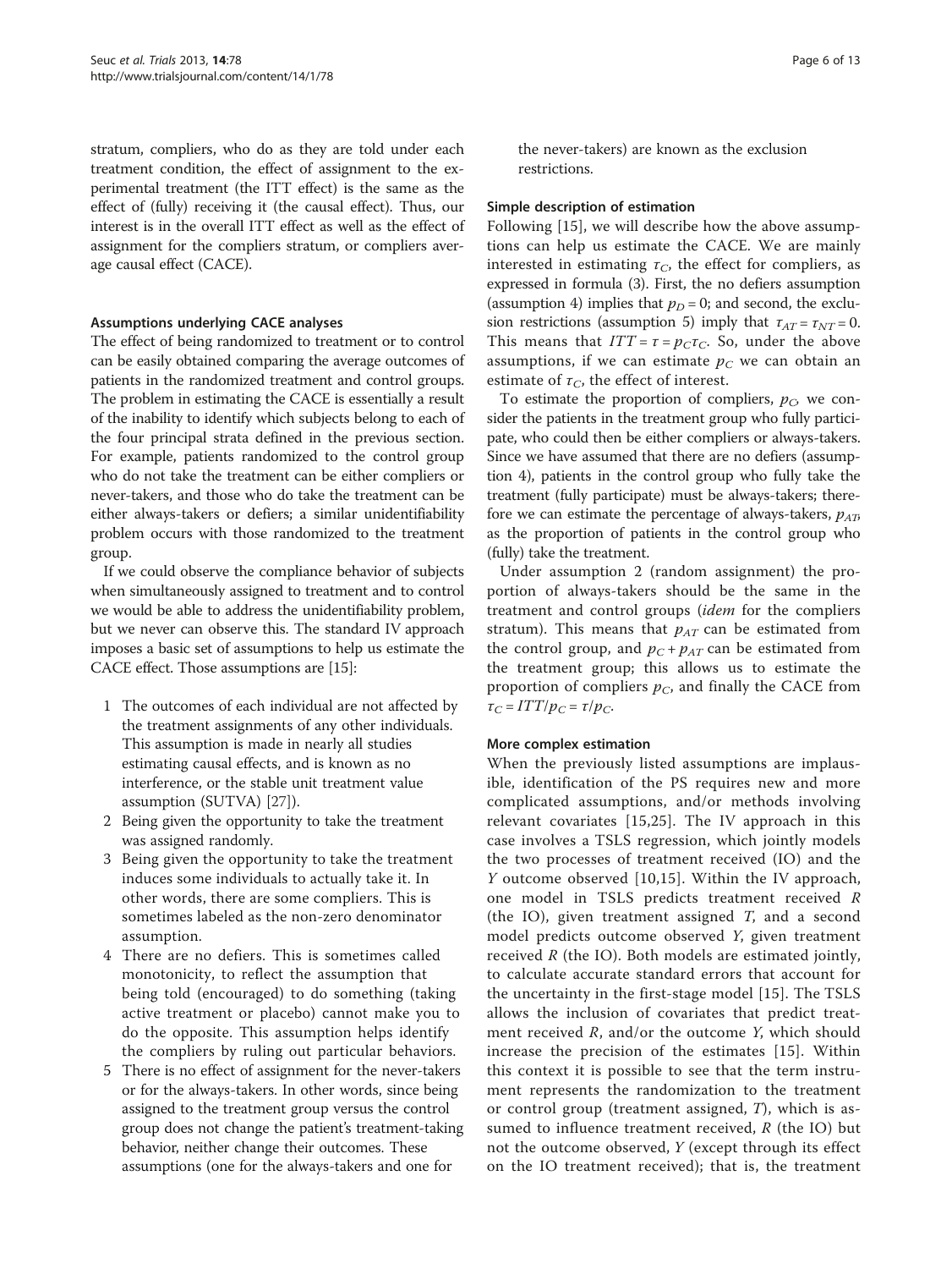stratum, compliers, who do as they are told under each treatment condition, the effect of assignment to the experimental treatment (the ITT effect) is the same as the effect of (fully) receiving it (the causal effect). Thus, our interest is in the overall ITT effect as well as the effect of assignment for the compliers stratum, or compliers average causal effect (CACE).

### Assumptions underlying CACE analyses

The effect of being randomized to treatment or to control can be easily obtained comparing the average outcomes of patients in the randomized treatment and control groups. The problem in estimating the CACE is essentially a result of the inability to identify which subjects belong to each of the four principal strata defined in the previous section. For example, patients randomized to the control group who do not take the treatment can be either compliers or never-takers, and those who do take the treatment can be either always-takers or defiers; a similar unidentifiability problem occurs with those randomized to the treatment group.

If we could observe the compliance behavior of subjects when simultaneously assigned to treatment and to control we would be able to address the unidentifiability problem, but we never can observe this. The standard IV approach imposes a basic set of assumptions to help us estimate the CACE effect. Those assumptions are [15]:

1. The outcomes of each individual are not affected by the treatment assignments of any other individuals. This assumption is made in nearly all studies estimating causal effects, and is known as no interference, or the stable unit treatment value assumption (SUTVA) [27]).
2. Being given the opportunity to take the treatment was assigned randomly.
3. Being given the opportunity to take the treatment induces some individuals to actually take it. In other words, there are some compliers. This is sometimes labeled as the non-zero denominator assumption.
4. There are no defiers. This is sometimes called monotonicity, to reflect the assumption that being told (encouraged) to do something (taking active treatment or placebo) cannot make you to do the opposite. This assumption helps identify the compliers by ruling out particular behaviors.
5. There is no effect of assignment for the never-takers or for the always-takers. In other words, since being assigned to the treatment group versus the control group does not change the patient's treatment-taking behavior, neither change their outcomes. These assumptions (one for the always-takers and one for the never-takers) are known as the exclusion restrictions.

### Simple description of estimation

Following [15], we will describe how the above assumptions can help us estimate the CACE. We are mainly interested in estimating $\tau_C$, the effect for compliers, as expressed in formula (3). First, the no defiers assumption (assumption 4) implies that $p_D = 0$; and second, the exclusion restrictions (assumption 5) imply that $\tau_{AT} = \tau_{NT} = 0$. This means that $ITT = \tau = p_C\tau_C$. So, under the above assumptions, if we can estimate $p_C$ we can obtain an estimate of $\tau_C$, the effect of interest.

To estimate the proportion of compliers, $p_C$, we consider the patients in the treatment group who fully participate, who could then be either compliers or always-takers. Since we have assumed that there are no defiers (assumption 4), patients in the control group who fully take the treatment (fully participate) must be always-takers; therefore we can estimate the percentage of always-takers, $p_{AT}$, as the proportion of patients in the control group who (fully) take the treatment.

Under assumption 2 (random assignment) the proportion of always-takers should be the same in the treatment and control groups (*idem* for the compliers stratum). This means that $p_{AT}$ can be estimated from the control group, and $p_C + p_{AT}$ can be estimated from the treatment group; this allows us to estimate the proportion of compliers $p_C$, and finally the CACE from $\tau_C = ITT/p_C = \tau/p_C$.

### More complex estimation

When the previously listed assumptions are implausible, identification of the PS requires new and more complicated assumptions, and/or methods involving relevant covariates [15,25]. The IV approach in this case involves a TSLS regression, which jointly models the two processes of treatment received (IO) and the $Y$ outcome observed [10,15]. Within the IV approach, one model in TSLS predicts treatment received $R$ (the IO), given treatment assigned $T$, and a second model predicts outcome observed $Y$, given treatment received $R$ (the IO). Both models are estimated jointly, to calculate accurate standard errors that account for the uncertainty in the first-stage model [15]. The TSLS allows the inclusion of covariates that predict treatment received $R$, and/or the outcome $Y$, which should increase the precision of the estimates [15]. Within this context it is possible to see that the term instrument represents the randomization to the treatment or control group (treatment assigned, $T$), which is assumed to influence treatment received, $R$ (the IO) but not the outcome observed, $Y$ (except through its effect on the IO treatment received); that is, the treatment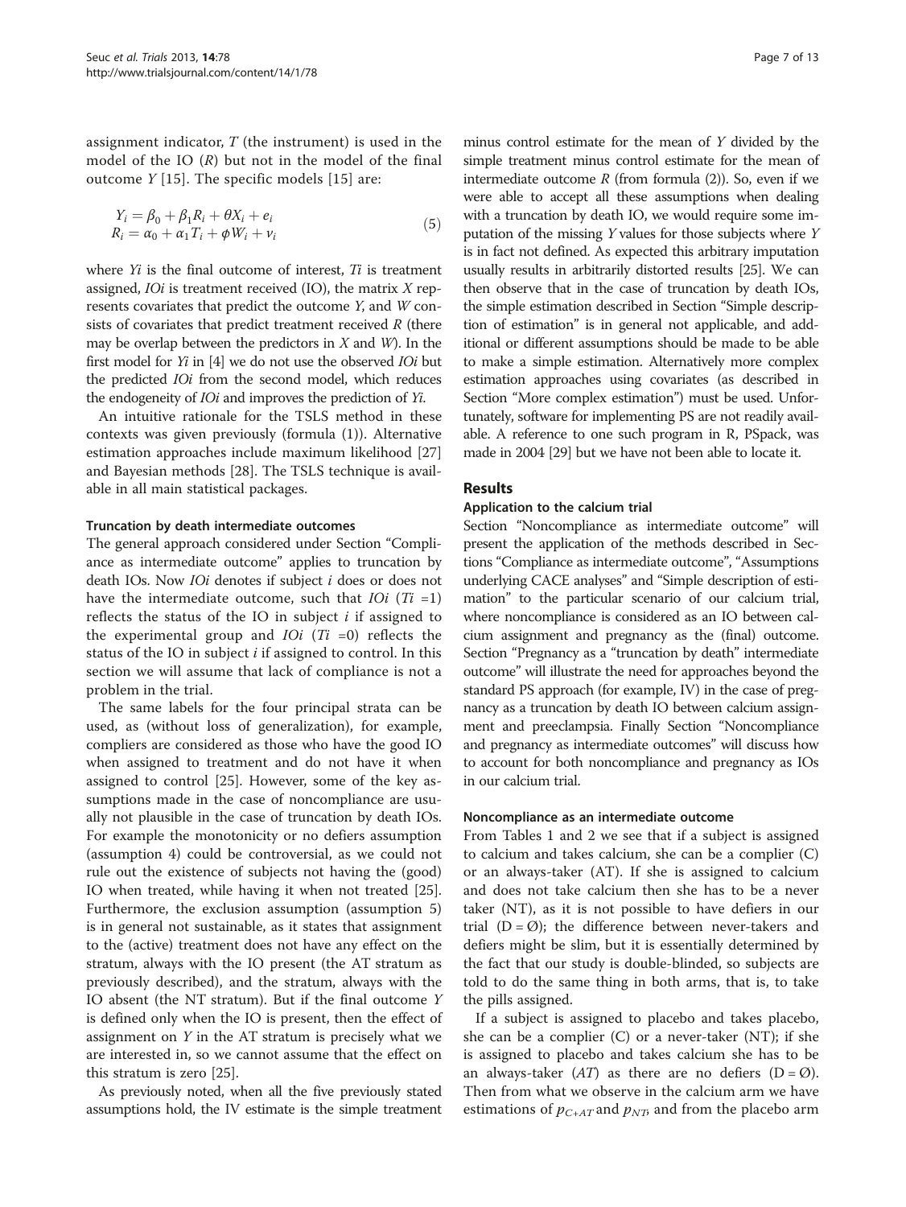assignment indicator, $T$ (the instrument) is used in the model of the IO ($R$) but not in the model of the final outcome $Y$ [15]. The specific models [15] are:

$$
\begin{aligned}
Y_i &= \beta_0 + \beta_1 R_i + \theta X_i + e_i \\
R_i &= \alpha_0 + \alpha_1 T_i + \phi W_i + \nu_i
\end{aligned}
\tag{5}
$$

where $Yi$ is the final outcome of interest, $Ti$ is treatment assigned, $IOi$ is treatment received (IO), the matrix $X$ represents covariates that predict the outcome $Y$, and $W$ consists of covariates that predict treatment received $R$ (there may be overlap between the predictors in $X$ and $W$). In the first model for $Yi$ in [4] we do not use the observed $IOi$ but the predicted $IOi$ from the second model, which reduces the endogeneity of $IOi$ and improves the prediction of $Yi$.

An intuitive rationale for the TSLS method in these contexts was given previously (formula (1)). Alternative estimation approaches include maximum likelihood [27] and Bayesian methods [28]. The TSLS technique is available in all main statistical packages.

#### Truncation by death intermediate outcomes

The general approach considered under Section "Compliance as intermediate outcome" applies to truncation by death IOs. Now $IOi$ denotes if subject $i$ does or does not have the intermediate outcome, such that $IOi$ ($Ti$ =1) reflects the status of the IO in subject $i$ if assigned to the experimental group and $IOi$ ($Ti$ =0) reflects the status of the IO in subject $i$ if assigned to control. In this section we will assume that lack of compliance is not a problem in the trial.

The same labels for the four principal strata can be used, as (without loss of generalization), for example, compliers are considered as those who have the good IO when assigned to treatment and do not have it when assigned to control [25]. However, some of the key assumptions made in the case of noncompliance are usually not plausible in the case of truncation by death IOs. For example the monotonicity or no defiers assumption (assumption 4) could be controversial, as we could not rule out the existence of subjects not having the (good) IO when treated, while having it when not treated [25]. Furthermore, the exclusion assumption (assumption 5) is in general not sustainable, as it states that assignment to the (active) treatment does not have any effect on the stratum, always with the IO present (the AT stratum as previously described), and the stratum, always with the IO absent (the NT stratum). But if the final outcome $Y$ is defined only when the IO is present, then the effect of assignment on $Y$ in the AT stratum is precisely what we are interested in, so we cannot assume that the effect on this stratum is zero [25].

As previously noted, when all the five previously stated assumptions hold, the IV estimate is the simple treatment minus control estimate for the mean of $Y$ divided by the simple treatment minus control estimate for the mean of intermediate outcome $R$ (from formula (2)). So, even if we were able to accept all these assumptions when dealing with a truncation by death IO, we would require some imputation of the missing $Y$ values for those subjects where $Y$ is in fact not defined. As expected this arbitrary imputation usually results in arbitrarily distorted results [25]. We can then observe that in the case of truncation by death IOs, the simple estimation described in Section "Simple description of estimation" is in general not applicable, and additional or different assumptions should be made to be able to make a simple estimation. Alternatively more complex estimation approaches using covariates (as described in Section "More complex estimation") must be used. Unfortunately, software for implementing PS are not readily available. A reference to one such program in R, PSpack, was made in 2004 [29] but we have not been able to locate it.

## Results

### Application to the calcium trial

Section "Noncompliance as intermediate outcome" will present the application of the methods described in Sections "Compliance as intermediate outcome", "Assumptions underlying CACE analyses" and "Simple description of estimation" to the particular scenario of our calcium trial, where noncompliance is considered as an IO between calcium assignment and pregnancy as the (final) outcome. Section "Pregnancy as a "truncation by death" intermediate outcome" will illustrate the need for approaches beyond the standard PS approach (for example, IV) in the case of pregnancy as a truncation by death IO between calcium assignment and preeclampsia. Finally Section "Noncompliance and pregnancy as intermediate outcomes" will discuss how to account for both noncompliance and pregnancy as IOs in our calcium trial.

#### Noncompliance as an intermediate outcome

From Tables 1 and 2 we see that if a subject is assigned to calcium and takes calcium, she can be a complier (C) or an always-taker (AT). If she is assigned to calcium and does not take calcium then she has to be a never taker (NT), as it is not possible to have defiers in our trial ($D = \emptyset$); the difference between never-takers and defiers might be slim, but it is essentially determined by the fact that our study is double-blinded, so subjects are told to do the same thing in both arms, that is, to take the pills assigned.

If a subject is assigned to placebo and takes placebo, she can be a complier (C) or a never-taker (NT); if she is assigned to placebo and takes calcium she has to be an always-taker ($AT$) as there are no defiers ($D = \emptyset$). Then from what we observe in the calcium arm we have estimations of $p_{C+AT}$ and $p_{NT}$, and from the placebo arm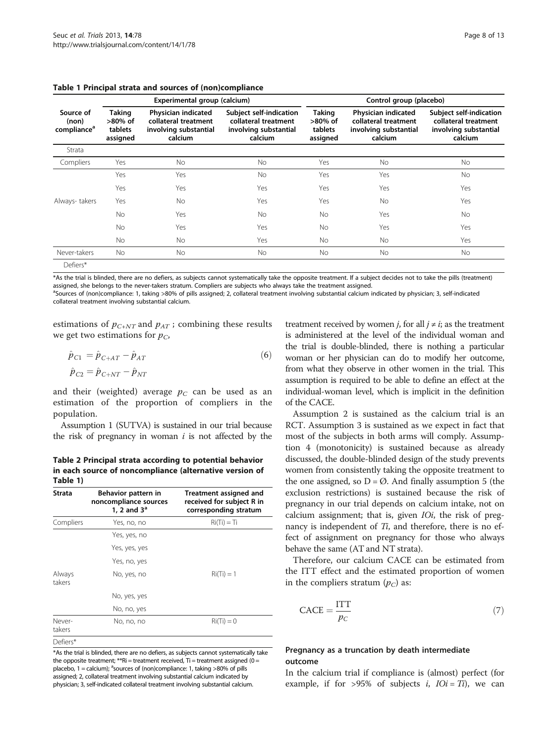**Table 1 Principal strata and sources of (non)compliance**

| Source of (non) compliance[a] | Experimental group (calcium) | | | Control group (placebo) | | |
|---|---|---|---|---|---|---|
| | Taking >80% of tablets assigned | Physician indicated collateral treatment involving substantial calcium | Subject self-indication collateral treatment involving substantial calcium | Taking >80% of tablets assigned | Physician indicated collateral treatment involving substantial calcium | Subject self-indication collateral treatment involving substantial calcium |
| Strata | | | | | | |
| Compliers | Yes | No | No | Yes | No | No |
| | Yes | Yes | No | Yes | Yes | No |
| | Yes | Yes | Yes | Yes | Yes | Yes |
| Always- takers | Yes | No | Yes | Yes | No | Yes |
| | No | Yes | No | No | Yes | No |
| | No | Yes | Yes | No | Yes | Yes |
| | No | No | Yes | No | No | Yes |
| Never-takers | No | No | No | No | No | No |
| Defiers* | | | | | | |

*As the trial is blinded, there are no defiers, as subjects cannot systematically take the opposite treatment. If a subject decides not to take the pills (treatment) assigned, she belongs to the never-takers stratum. Compliers are subjects who always take the treatment assigned.
[a]Sources of (non)compliance: 1, taking >80% of pills assigned; 2, collateral treatment involving substantial calcium indicated by physician; 3, self-indicated collateral treatment involving substantial calcium.

estimations of $p_{C+NT}$ and $p_{AT}$ ; combining these results we get two estimations for $p_C$,

$$\hat{p}_{C1} = \hat{p}_{C+AT} - \hat{p}_{AT} \qquad (6)$$
$$\hat{p}_{C2} = \hat{p}_{C+NT} - \hat{p}_{NT}$$

and their (weighted) average $p_C$ can be used as an estimation of the proportion of compliers in the population.

Assumption 1 (SUTVA) is sustained in our trial because the risk of pregnancy in woman $i$ is not affected by the treatment received by women $j$, for all $j \neq i$; as the treatment is administered at the level of the individual woman and the trial is double-blinded, there is nothing a particular woman or her physician can do to modify her outcome, from what they observe in other women in the trial. This assumption is required to be able to define an effect at the individual-woman level, which is implicit in the definition of the CACE.

**Table 2 Principal strata according to potential behavior in each source of noncompliance (alternative version of Table 1)**

| Strata | Behavior pattern in noncompliance sources 1, 2 and 3[a] | Treatment assigned and received for subject R in corresponding stratum |
|---|---|---|
| Compliers | Yes, no, no | Ri(Ti) = Ti |
| | Yes, yes, no | |
| | Yes, yes, yes | |
| | Yes, no, yes | |
| Always takers | No, yes, no | Ri(Ti) = 1 |
| | No, yes, yes | |
| | No, no, yes | |
| Never-takers | No, no, no | Ri(Ti) = 0 |
| Defiers* | | |

*As the trial is blinded, there are no defiers, as subjects cannot systematically take the opposite treatment; **Ri = treatment received, Ti = treatment assigned (0 = placebo, 1 = calcium); [a]sources of (non)compliance: 1, taking >80% of pills assigned; 2, collateral treatment involving substantial calcium indicated by physician; 3, self-indicated collateral treatment involving substantial calcium.

Assumption 2 is sustained as the calcium trial is an RCT. Assumption 3 is sustained as we expect in fact that most of the subjects in both arms will comply. Assumption 4 (monotonicity) is sustained because as already discussed, the double-blinded design of the study prevents women from consistently taking the opposite treatment to the one assigned, so D = Ø. And finally assumption 5 (the exclusion restrictions) is sustained because the risk of pregnancy in our trial depends on calcium intake, not on calcium assignment; that is, given $IOi$, the risk of pregnancy is independent of $Ti$, and therefore, there is no effect of assignment on pregnancy for those who always behave the same (AT and NT strata).

Therefore, our calcium CACE can be estimated from the ITT effect and the estimated proportion of women in the compliers stratum ($p_C$) as:

$$\mathrm{CACE} = \frac{\mathrm{ITT}}{p_C} \qquad (7)$$

### Pregnancy as a truncation by death intermediate outcome

In the calcium trial if compliance is (almost) perfect (for example, if for >95% of subjects $i$, $IOi = Ti$), we can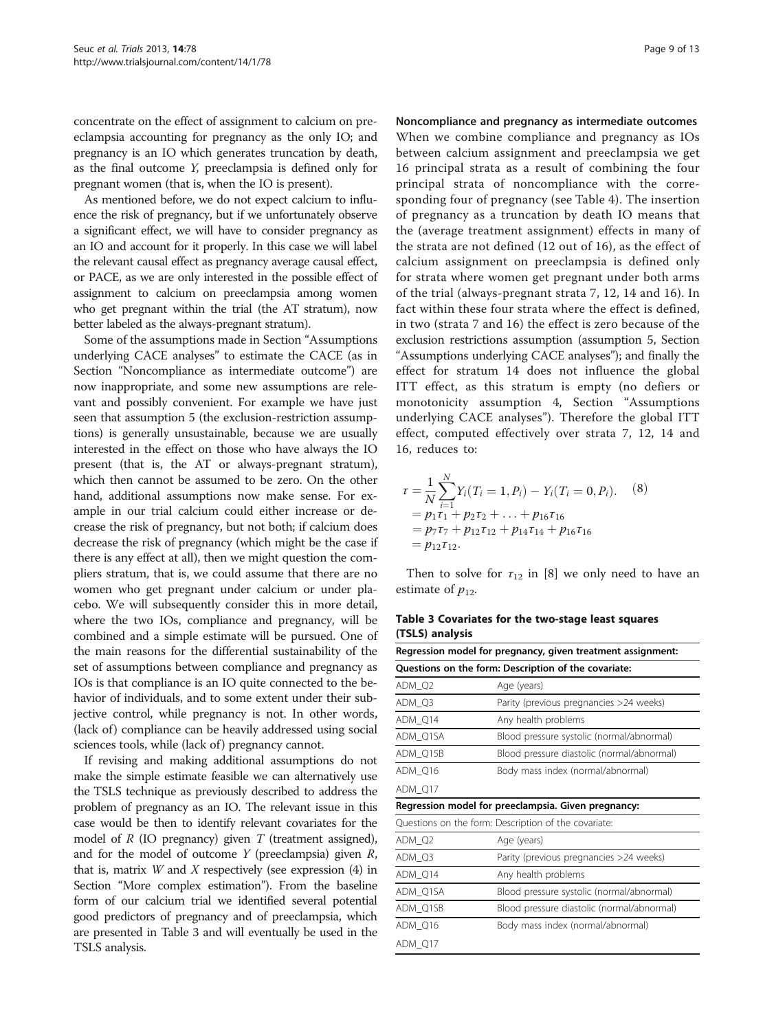concentrate on the effect of assignment to calcium on preeclampsia accounting for pregnancy as the only IO; and pregnancy is an IO which generates truncation by death, as the final outcome $Y$, preeclampsia is defined only for pregnant women (that is, when the IO is present).

As mentioned before, we do not expect calcium to influence the risk of pregnancy, but if we unfortunately observe a significant effect, we will have to consider pregnancy as an IO and account for it properly. In this case we will label the relevant causal effect as pregnancy average causal effect, or PACE, as we are only interested in the possible effect of assignment to calcium on preeclampsia among women who get pregnant within the trial (the AT stratum), now better labeled as the always-pregnant stratum).

Some of the assumptions made in Section "Assumptions underlying CACE analyses" to estimate the CACE (as in Section "Noncompliance as intermediate outcome") are now inappropriate, and some new assumptions are relevant and possibly convenient. For example we have just seen that assumption 5 (the exclusion-restriction assumptions) is generally unsustainable, because we are usually interested in the effect on those who have always the IO present (that is, the AT or always-pregnant stratum), which then cannot be assumed to be zero. On the other hand, additional assumptions now make sense. For example in our trial calcium could either increase or decrease the risk of pregnancy, but not both; if calcium does decrease the risk of pregnancy (which might be the case if there is any effect at all), then we might question the compliers stratum, that is, we could assume that there are no women who get pregnant under calcium or under placebo. We will subsequently consider this in more detail, where the two IOs, compliance and pregnancy, will be combined and a simple estimate will be pursued. One of the main reasons for the differential sustainability of the set of assumptions between compliance and pregnancy as IOs is that compliance is an IO quite connected to the behavior of individuals, and to some extent under their subjective control, while pregnancy is not. In other words, (lack of) compliance can be heavily addressed using social sciences tools, while (lack of) pregnancy cannot.

If revising and making additional assumptions do not make the simple estimate feasible we can alternatively use the TSLS technique as previously described to address the problem of pregnancy as an IO. The relevant issue in this case would be then to identify relevant covariates for the model of $R$ (IO pregnancy) given $T$ (treatment assigned), and for the model of outcome $Y$ (preeclampsia) given $R$, that is, matrix $W$ and $X$ respectively (see expression (4) in Section "More complex estimation"). From the baseline form of our calcium trial we identified several potential good predictors of pregnancy and of preeclampsia, which are presented in Table 3 and will eventually be used in the TSLS analysis.

### Noncompliance and pregnancy as intermediate outcomes

When we combine compliance and pregnancy as IOs between calcium assignment and preeclampsia we get 16 principal strata as a result of combining the four principal strata of noncompliance with the corresponding four of pregnancy (see Table 4). The insertion of pregnancy as a truncation by death IO means that the (average treatment assignment) effects in many of the strata are not defined (12 out of 16), as the effect of calcium assignment on preeclampsia is defined only for strata where women get pregnant under both arms of the trial (always-pregnant strata 7, 12, 14 and 16). In fact within these four strata where the effect is defined, in two (strata 7 and 16) the effect is zero because of the exclusion restrictions assumption (assumption 5, Section "Assumptions underlying CACE analyses"); and finally the effect for stratum 14 does not influence the global ITT effect, as this stratum is empty (no defiers or monotonicity assumption 4, Section "Assumptions underlying CACE analyses"). Therefore the global ITT effect, computed effectively over strata 7, 12, 14 and 16, reduces to:

$$
\begin{aligned}
\tau &= \frac{1}{N}\sum_{i=1}^{N} Y_i(T_i = 1, P_i) - Y_i(T_i = 0, P_i). \qquad (8) \\
&= p_1\tau_1 + p_2\tau_2 + \ldots + p_{16}\tau_{16} \\
&= p_7\tau_7 + p_{12}\tau_{12} + p_{14}\tau_{14} + p_{16}\tau_{16} \\
&= p_{12}\tau_{12}.
\end{aligned}
$$

Then to solve for $\tau_{12}$ in [8] we only need to have an estimate of $p_{12}$.

**Table 3 Covariates for the two-stage least squares (TSLS) analysis**

| | |
|---|---|
| **Regression model for pregnancy, given treatment assignment:** | |
| **Questions on the form:** | **Description of the covariate:** |
| ADM_Q2 | Age (years) |
| ADM_Q3 | Parity (previous pregnancies >24 weeks) |
| ADM_Q14 | Any health problems |
| ADM_Q15A | Blood pressure systolic (normal/abnormal) |
| ADM_Q15B | Blood pressure diastolic (normal/abnormal) |
| ADM_Q16 | Body mass index (normal/abnormal) |
| ADM_Q17 | |
| **Regression model for preeclampsia. Given pregnancy:** | |
| Questions on the form: | Description of the covariate: |
| ADM_Q2 | Age (years) |
| ADM_Q3 | Parity (previous pregnancies >24 weeks) |
| ADM_Q14 | Any health problems |
| ADM_Q15A | Blood pressure systolic (normal/abnormal) |
| ADM_Q15B | Blood pressure diastolic (normal/abnormal) |
| ADM_Q16 | Body mass index (normal/abnormal) |
| ADM_Q17 | |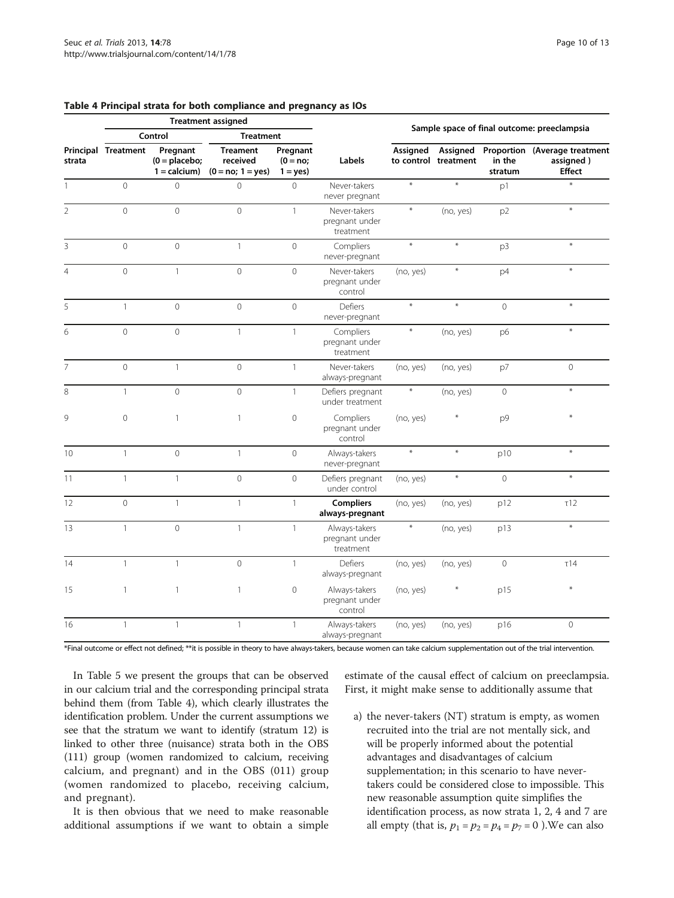**Table 4 Principal strata for both compliance and pregnancy as IOs**

| | Treatment assigned | | | | | Sample space of final outcome: preeclampsia | | | |
|---|---|---|---|---|---|---|---|---|---|
| | Control | | Treatment | | | | | | |
| Principal strata | Treatment | Pregnant (0 = placebo; 1 = calcium) | Treament received (0 = no; 1 = yes) | Pregnant (0 = no; 1 = yes) | Labels | Assigned to control | Assigned treatment | Proportion in the stratum | (Average treatment assigned ) Effect |
| 1 | 0 | 0 | 0 | 0 | Never-takers never pregnant | * | * | p1 | * |
| 2 | 0 | 0 | 0 | 1 | Never-takers pregnant under treatment | * | (no, yes) | p2 | * |
| 3 | 0 | 0 | 1 | 0 | Compliers never-pregnant | * | * | p3 | * |
| 4 | 0 | 1 | 0 | 0 | Never-takers pregnant under control | (no, yes) | * | p4 | * |
| 5 | 1 | 0 | 0 | 0 | Defiers never-pregnant | * | * | 0 | * |
| 6 | 0 | 0 | 1 | 1 | Compliers pregnant under treatment | * | (no, yes) | p6 | * |
| 7 | 0 | 1 | 0 | 1 | Never-takers always-pregnant | (no, yes) | (no, yes) | p7 | 0 |
| 8 | 1 | 0 | 0 | 1 | Defiers pregnant under treatment | * | (no, yes) | 0 | * |
| 9 | 0 | 1 | 1 | 0 | Compliers pregnant under control | (no, yes) | * | p9 | * |
| 10 | 1 | 0 | 1 | 0 | Always-takers never-pregnant | * | * | p10 | * |
| 11 | 1 | 1 | 0 | 0 | Defiers pregnant under control | (no, yes) | * | 0 | * |
| 12 | 0 | 1 | 1 | 1 | **Compliers always-pregnant** | (no, yes) | (no, yes) | p12 | τ12 |
| 13 | 1 | 0 | 1 | 1 | Always-takers pregnant under treatment | * | (no, yes) | p13 | * |
| 14 | 1 | 1 | 0 | 1 | Defiers always-pregnant | (no, yes) | (no, yes) | 0 | τ14 |
| 15 | 1 | 1 | 1 | 0 | Always-takers pregnant under control | (no, yes) | * | p15 | * |
| 16 | 1 | 1 | 1 | 1 | Always-takers always-pregnant | (no, yes) | (no, yes) | p16 | 0 |

*Final outcome or effect not defined; **it is possible in theory to have always-takers, because women can take calcium supplementation out of the trial intervention.

In Table 5 we present the groups that can be observed in our calcium trial and the corresponding principal strata behind them (from Table 4), which clearly illustrates the identification problem. Under the current assumptions we see that the stratum we want to identify (stratum 12) is linked to other three (nuisance) strata both in the OBS (111) group (women randomized to calcium, receiving calcium, and pregnant) and in the OBS (011) group (women randomized to placebo, receiving calcium, and pregnant).

It is then obvious that we need to make reasonable additional assumptions if we want to obtain a simple estimate of the causal effect of calcium on preeclampsia. First, it might make sense to additionally assume that

a) the never-takers (NT) stratum is empty, as women recruited into the trial are not mentally sick, and will be properly informed about the potential advantages and disadvantages of calcium supplementation; in this scenario to have never-takers could be considered close to impossible. This new reasonable assumption quite simplifies the identification process, as now strata 1, 2, 4 and 7 are all empty (that is, $p_1 = p_2 = p_4 = p_7 = 0$ ).We can also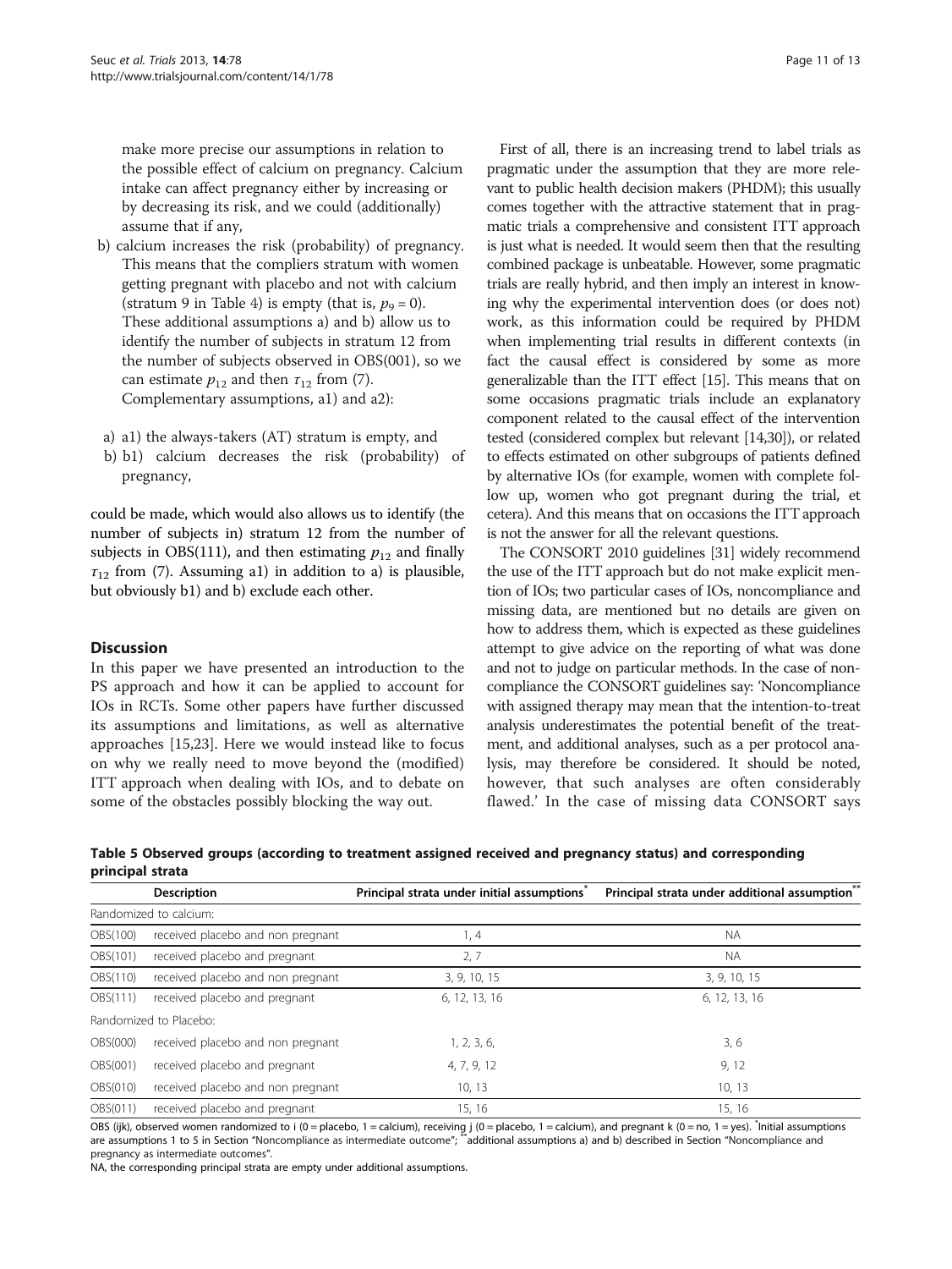make more precise our assumptions in relation to the possible effect of calcium on pregnancy. Calcium intake can affect pregnancy either by increasing or by decreasing its risk, and we could (additionally) assume that if any,

b) calcium increases the risk (probability) of pregnancy. This means that the compliers stratum with women getting pregnant with placebo and not with calcium (stratum 9 in Table 4) is empty (that is, $p_9 = 0$). These additional assumptions a) and b) allow us to identify the number of subjects in stratum 12 from the number of subjects observed in OBS(001), so we can estimate $p_{12}$ and then $\tau_{12}$ from (7). Complementary assumptions, a1) and a2):

a) a1) the always-takers (AT) stratum is empty, and
b) b1) calcium decreases the risk (probability) of pregnancy,

could be made, which would also allows us to identify (the number of subjects in) stratum 12 from the number of subjects in OBS(111), and then estimating $p_{12}$ and finally $\tau_{12}$ from (7). Assuming a1) in addition to a) is plausible, but obviously b1) and b) exclude each other.

## Discussion

In this paper we have presented an introduction to the PS approach and how it can be applied to account for IOs in RCTs. Some other papers have further discussed its assumptions and limitations, as well as alternative approaches [15,23]. Here we would instead like to focus on why we really need to move beyond the (modified) ITT approach when dealing with IOs, and to debate on some of the obstacles possibly blocking the way out.

First of all, there is an increasing trend to label trials as pragmatic under the assumption that they are more relevant to public health decision makers (PHDM); this usually comes together with the attractive statement that in pragmatic trials a comprehensive and consistent ITT approach is just what is needed. It would seem then that the resulting combined package is unbeatable. However, some pragmatic trials are really hybrid, and then imply an interest in knowing why the experimental intervention does (or does not) work, as this information could be required by PHDM when implementing trial results in different contexts (in fact the causal effect is considered by some as more generalizable than the ITT effect [15]. This means that on some occasions pragmatic trials include an explanatory component related to the causal effect of the intervention tested (considered complex but relevant [14,30]), or related to effects estimated on other subgroups of patients defined by alternative IOs (for example, women with complete follow up, women who got pregnant during the trial, et cetera). And this means that on occasions the ITT approach is not the answer for all the relevant questions.

The CONSORT 2010 guidelines [31] widely recommend the use of the ITT approach but do not make explicit mention of IOs; two particular cases of IOs, noncompliance and missing data, are mentioned but no details are given on how to address them, which is expected as these guidelines attempt to give advice on the reporting of what was done and not to judge on particular methods. In the case of noncompliance the CONSORT guidelines say: 'Noncompliance with assigned therapy may mean that the intention-to-treat analysis underestimates the potential benefit of the treatment, and additional analyses, such as a per protocol analysis, may therefore be considered. It should be noted, however, that such analyses are often considerably flawed.' In the case of missing data CONSORT says

**Table 5 Observed groups (according to treatment assigned received and pregnancy status) and corresponding principal strata**

| | Description | Principal strata under initial assumptions[*] | Principal strata under additional assumption[**] |
|---|---|---|---|
| Randomized to calcium: | | | |
| OBS(100) | received placebo and non pregnant | 1, 4 | NA |
| OBS(101) | received placebo and pregnant | 2, 7 | NA |
| OBS(110) | received placebo and non pregnant | 3, 9, 10, 15 | 3, 9, 10, 15 |
| OBS(111) | received placebo and pregnant | 6, 12, 13, 16 | 6, 12, 13, 16 |
| Randomized to Placebo: | | | |
| OBS(000) | received placebo and non pregnant | 1, 2, 3, 6, | 3, 6 |
| OBS(001) | received placebo and pregnant | 4, 7, 9, 12 | 9, 12 |
| OBS(010) | received placebo and non pregnant | 10, 13 | 10, 13 |
| OBS(011) | received placebo and pregnant | 15, 16 | 15, 16 |

OBS (ijk), observed women randomized to i (0 = placebo, 1 = calcium), receiving j (0 = placebo, 1 = calcium), and pregnant k (0 = no, 1 = yes). [*]Initial assumptions are assumptions 1 to 5 in Section "Noncompliance as intermediate outcome"; [**]additional assumptions a) and b) described in Section "Noncompliance and pregnancy as intermediate outcomes".
NA, the corresponding principal strata are empty under additional assumptions.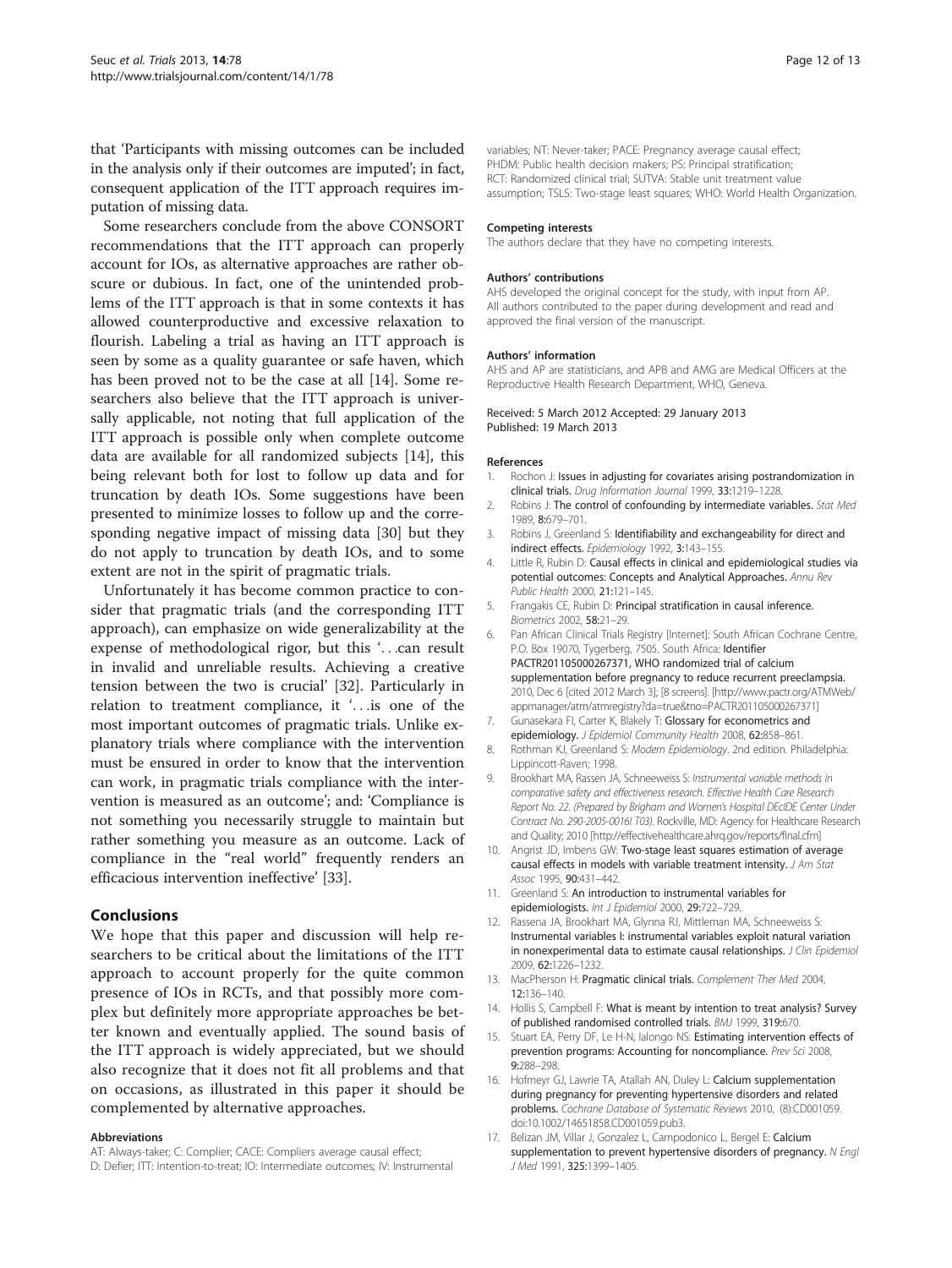that 'Participants with missing outcomes can be included in the analysis only if their outcomes are imputed'; in fact, consequent application of the ITT approach requires imputation of missing data.

Some researchers conclude from the above CONSORT recommendations that the ITT approach can properly account for IOs, as alternative approaches are rather obscure or dubious. In fact, one of the unintended problems of the ITT approach is that in some contexts it has allowed counterproductive and excessive relaxation to flourish. Labeling a trial as having an ITT approach is seen by some as a quality guarantee or safe haven, which has been proved not to be the case at all [14]. Some researchers also believe that the ITT approach is universally applicable, not noting that full application of the ITT approach is possible only when complete outcome data are available for all randomized subjects [14], this being relevant both for lost to follow up data and for truncation by death IOs. Some suggestions have been presented to minimize losses to follow up and the corresponding negative impact of missing data [30] but they do not apply to truncation by death IOs, and to some extent are not in the spirit of pragmatic trials.

Unfortunately it has become common practice to consider that pragmatic trials (and the corresponding ITT approach), can emphasize on wide generalizability at the expense of methodological rigor, but this '…can result in invalid and unreliable results. Achieving a creative tension between the two is crucial' [32]. Particularly in relation to treatment compliance, it '…is one of the most important outcomes of pragmatic trials. Unlike explanatory trials where compliance with the intervention must be ensured in order to know that the intervention can work, in pragmatic trials compliance with the intervention is measured as an outcome'; and: 'Compliance is not something you necessarily struggle to maintain but rather something you measure as an outcome. Lack of compliance in the "real world" frequently renders an efficacious intervention ineffective' [33].

## Conclusions

We hope that this paper and discussion will help researchers to be critical about the limitations of the ITT approach to account properly for the quite common presence of IOs in RCTs, and that possibly more complex but definitely more appropriate approaches be better known and eventually applied. The sound basis of the ITT approach is widely appreciated, but we should also recognize that it does not fit all problems and that on occasions, as illustrated in this paper it should be complemented by alternative approaches.

#### Abbreviations

AT: Always-taker; C: Complier; CACE: Compliers average causal effect; D: Defier; ITT: Intention-to-treat; IO: Intermediate outcomes; IV: Instrumental variables; NT: Never-taker; PACE: Pregnancy average causal effect; PHDM: Public health decision makers; PS: Principal stratification; RCT: Randomized clinical trial; SUTVA: Stable unit treatment value assumption; TSLS: Two-stage least squares; WHO: World Health Organization.

#### Competing interests

The authors declare that they have no competing interests.

#### Authors' contributions

AHS developed the original concept for the study, with input from AP. All authors contributed to the paper during development and read and approved the final version of the manuscript.

#### Authors' information

AHS and AP are statisticians, and APB and AMG are Medical Officers at the Reproductive Health Research Department, WHO, Geneva.

Received: 5 March 2012 Accepted: 29 January 2013
Published: 19 March 2013

#### References

1. Rochon J: **Issues in adjusting for covariates arising postrandomization in clinical trials.** *Drug Information Journal* 1999, **33:**1219–1228.
2. Robins J: **The control of confounding by intermediate variables.** *Stat Med* 1989, **8:**679–701.
3. Robins J, Greenland S: **Identifiability and exchangeability for direct and indirect effects.** *Epidemiology* 1992, **3:**143–155.
4. Little R, Rubin D: **Causal effects in clinical and epidemiological studies via potential outcomes: Concepts and Analytical Approaches.** *Annu Rev Public Health* 2000, **21:**121–145.
5. Frangakis CE, Rubin D: **Principal stratification in causal inference.** *Biometrics* 2002, **58:**21–29.
6. Pan African Clinical Trials Registry [Internet]: South African Cochrane Centre, P.O. Box 19070, Tygerberg, 7505. South Africa: **Identifier PACTR201105000267371, WHO randomized trial of calcium supplementation before pregnancy to reduce recurrent preeclampsia.** 2010, Dec 6 [cited 2012 March 3]; [8 screens]. [http://www.pactr.org/ATMWeb/appmanager/atm/atmregistry?da=true&tno=PACTR201105000267371]
7. Gunasekara FI, Carter K, Blakely T: **Glossary for econometrics and epidemiology.** *J Epidemiol Community Health* 2008, **62:**858–861.
8. Rothman KJ, Greenland S: *Modern Epidemiology*. 2nd edition. Philadelphia: Lippincott-Raven; 1998.
9. Brookhart MA, Rassen JA, Schneeweiss S: *Instrumental variable methods in comparative safety and effectiveness research. Effective Health Care Research Report No. 22. (Prepared by Brigham and Women's Hospital DEcIDE Center Under Contract No. 290-2005-0016I T03)*. Rockville, MD: Agency for Healthcare Research and Quality; 2010 [http://effectivehealthcare.ahrq.gov/reports/final.cfm]
10. Angrist JD, Imbens GW: **Two-stage least squares estimation of average causal effects in models with variable treatment intensity.** *J Am Stat Assoc* 1995, **90:**431–442.
11. Greenland S: **An introduction to instrumental variables for epidemiologists.** *Int J Epidemiol* 2000, **29:**722–729.
12. Rassena JA, Brookhart MA, Glynna RJ, Mittleman MA, Schneeweiss S: **Instrumental variables I: instrumental variables exploit natural variation in nonexperimental data to estimate causal relationships.** *J Clin Epidemiol* 2009, **62:**1226–1232.
13. MacPherson H: **Pragmatic clinical trials.** *Complement Ther Med* 2004, **12:**136–140.
14. Hollis S, Campbell F: **What is meant by intention to treat analysis? Survey of published randomised controlled trials.** *BMJ* 1999, **319:**670.
15. Stuart EA, Perry DF, Le H-N, Ialongo NS: **Estimating intervention effects of prevention programs: Accounting for noncompliance.** *Prev Sci* 2008, **9:**288–298.
16. Hofmeyr GJ, Lawrie TA, Atallah AN, Duley L: **Calcium supplementation during pregnancy for preventing hypertensive disorders and related problems.** *Cochrane Database of Systematic Reviews* 2010, (8):CD001059. doi:10.1002/14651858.CD001059.pub3.
17. Belizan JM, Villar J, Gonzalez L, Campodonico L, Bergel E: **Calcium supplementation to prevent hypertensive disorders of pregnancy.** *N Engl J Med* 1991, **325:**1399–1405.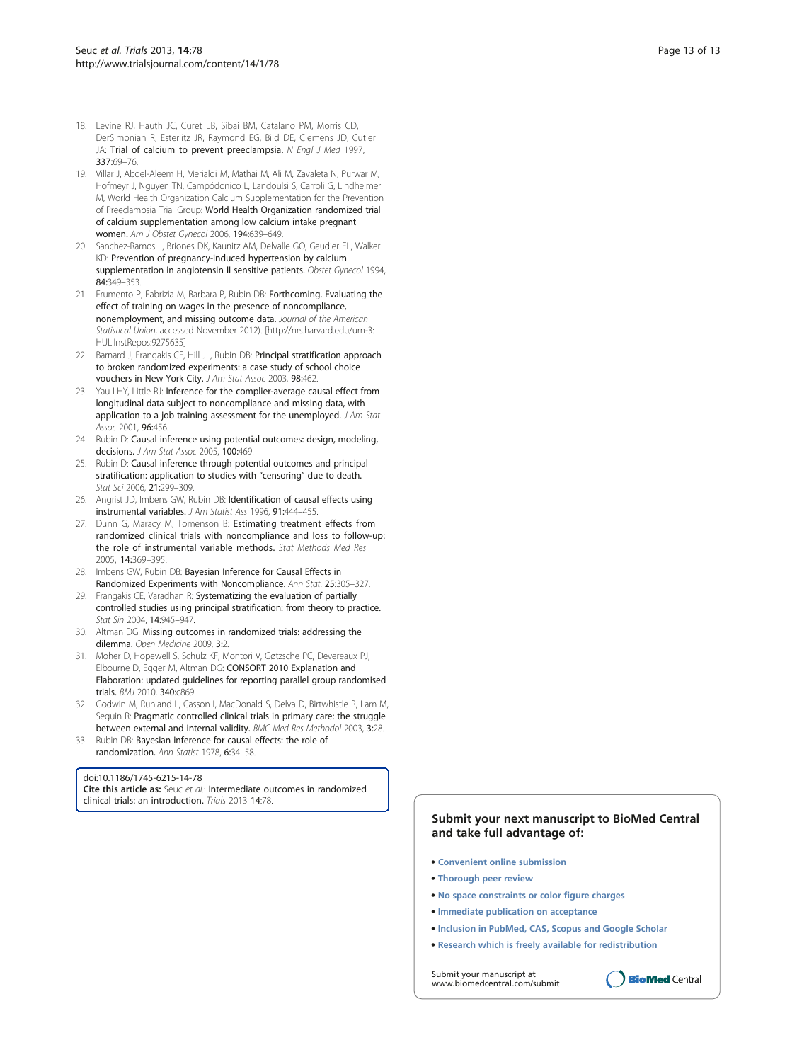18. Levine RJ, Hauth JC, Curet LB, Sibai BM, Catalano PM, Morris CD, DerSimonian R, Esterlitz JR, Raymond EG, Bild DE, Clemens JD, Cutler JA: **Trial of calcium to prevent preeclampsia.** *N Engl J Med* 1997, **337:**69–76.
19. Villar J, Abdel-Aleem H, Merialdi M, Mathai M, Ali M, Zavaleta N, Purwar M, Hofmeyr J, Nguyen TN, Campódonico L, Landoulsi S, Carroli G, Lindheimer M, World Health Organization Calcium Supplementation for the Prevention of Preeclampsia Trial Group: **World Health Organization randomized trial of calcium supplementation among low calcium intake pregnant women.** *Am J Obstet Gynecol* 2006, **194:**639–649.
20. Sanchez-Ramos L, Briones DK, Kaunitz AM, Delvalle GO, Gaudier FL, Walker KD: **Prevention of pregnancy-induced hypertension by calcium supplementation in angiotensin II sensitive patients.** *Obstet Gynecol* 1994, **84:**349–353.
21. Frumento P, Fabrizia M, Barbara P, Rubin DB: **Forthcoming. Evaluating the effect of training on wages in the presence of noncompliance, nonemployment, and missing outcome data.** *Journal of the American Statistical Union*, accessed November 2012). [http://nrs.harvard.edu/urn-3:HUL.InstRepos:9275635]
22. Barnard J, Frangakis CE, Hill JL, Rubin DB: **Principal stratification approach to broken randomized experiments: a case study of school choice vouchers in New York City.** *J Am Stat Assoc* 2003, **98:**462.
23. Yau LHY, Little RJ: **Inference for the complier-average causal effect from longitudinal data subject to noncompliance and missing data, with application to a job training assessment for the unemployed.** *J Am Stat Assoc* 2001, **96:**456.
24. Rubin D: **Causal inference using potential outcomes: design, modeling, decisions.** *J Am Stat Assoc* 2005, **100:**469.
25. Rubin D: **Causal inference through potential outcomes and principal stratification: application to studies with "censoring" due to death.** *Stat Sci* 2006, **21:**299–309.
26. Angrist JD, Imbens GW, Rubin DB: **Identification of causal effects using instrumental variables.** *J Am Statist Ass* 1996, **91:**444–455.
27. Dunn G, Maracy M, Tomenson B: **Estimating treatment effects from randomized clinical trials with noncompliance and loss to follow-up: the role of instrumental variable methods.** *Stat Methods Med Res* 2005, **14:**369–395.
28. Imbens GW, Rubin DB: **Bayesian Inference for Causal Effects in Randomized Experiments with Noncompliance.** *Ann Stat*, **25:**305–327.
29. Frangakis CE, Varadhan R: **Systematizing the evaluation of partially controlled studies using principal stratification: from theory to practice.** *Stat Sin* 2004, **14:**945–947.
30. Altman DG: **Missing outcomes in randomized trials: addressing the dilemma.** *Open Medicine* 2009, **3:**2.
31. Moher D, Hopewell S, Schulz KF, Montori V, Gøtzsche PC, Devereaux PJ, Elbourne D, Egger M, Altman DG: **CONSORT 2010 Explanation and Elaboration: updated guidelines for reporting parallel group randomised trials.** *BMJ* 2010, **340:**c869.
32. Godwin M, Ruhland L, Casson I, MacDonald S, Delva D, Birtwhistle R, Lam M, Seguin R: **Pragmatic controlled clinical trials in primary care: the struggle between external and internal validity.** *BMC Med Res Methodol* 2003, **3:**28.
33. Rubin DB: **Bayesian inference for causal effects: the role of randomization.** *Ann Statist* 1978, **6:**34–58.

doi:10.1186/1745-6215-14-78
**Cite this article as:** Seuc *et al.*: Intermediate outcomes in randomized clinical trials: an introduction. *Trials* 2013 **14**:78.

**Submit your next manuscript to BioMed Central and take full advantage of:**

- **Convenient online submission**
- **Thorough peer review**
- **No space constraints or color figure charges**
- **Immediate publication on acceptance**
- **Inclusion in PubMed, CAS, Scopus and Google Scholar**
- **Research which is freely available for redistribution**

Submit your manuscript at
www.biomedcentral.com/submit

BioMed Central